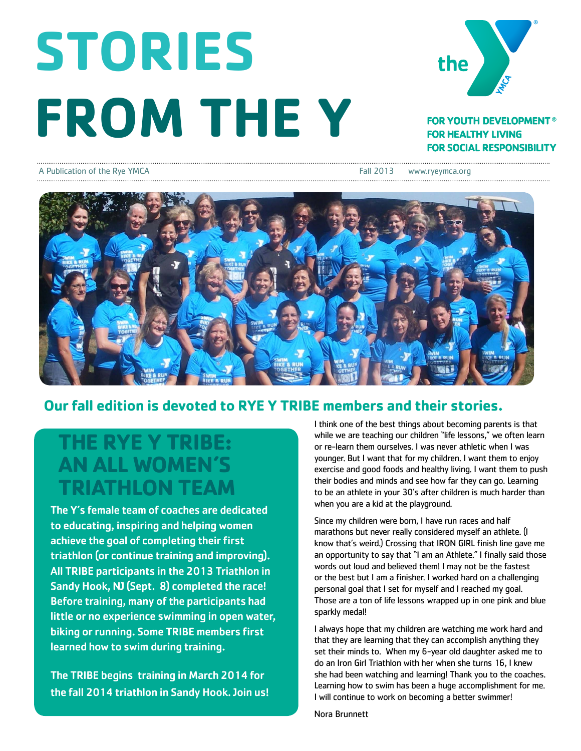# STORIES FROM THE Y

FOR YOUTH DEVELOPMENT®
FOR HEALTHY LIVING
FOR SOCIAL RESPONSIBILITY

A Publication of the Rye YMCA    Fall 2013    www.ryeymca.org

## Our fall edition is devoted to RYE Y TRIBE members and their stories.

## THE RYE Y TRIBE: AN ALL WOMEN'S TRIATHLON TEAM

**The Y's female team of coaches are dedicated to educating, inspiring and helping women achieve the goal of completing their first triathlon (or continue training and improving). All TRIBE participants in the 2013 Triathlon in Sandy Hook, NJ (Sept. 8) completed the race! Before training, many of the participants had little or no experience swimming in open water, biking or running. Some TRIBE members first learned how to swim during training.**

**The TRIBE begins training in March 2014 for the fall 2014 triathlon in Sandy Hook. Join us!**

I think one of the best things about becoming parents is that while we are teaching our children "life lessons," we often learn or re-learn them ourselves. I was never athletic when I was younger. But I want that for my children. I want them to enjoy exercise and good foods and healthy living. I want them to push their bodies and minds and see how far they can go. Learning to be an athlete in your 30's after children is much harder than when you are a kid at the playground.

Since my children were born, I have run races and half marathons but never really considered myself an athlete. (I know that's weird.) Crossing that IRON GIRL finish line gave me an opportunity to say that "I am an Athlete." I finally said those words out loud and believed them! I may not be the fastest or the best but I am a finisher. I worked hard on a challenging personal goal that I set for myself and I reached my goal. Those are a ton of life lessons wrapped up in one pink and blue sparkly medal!

I always hope that my children are watching me work hard and that they are learning that they can accomplish anything they set their minds to. When my 6-year old daughter asked me to do an Iron Girl Triathlon with her when she turns 16, I knew she had been watching and learning! Thank you to the coaches. Learning how to swim has been a huge accomplishment for me. I will continue to work on becoming a better swimmer!

Nora Brunnett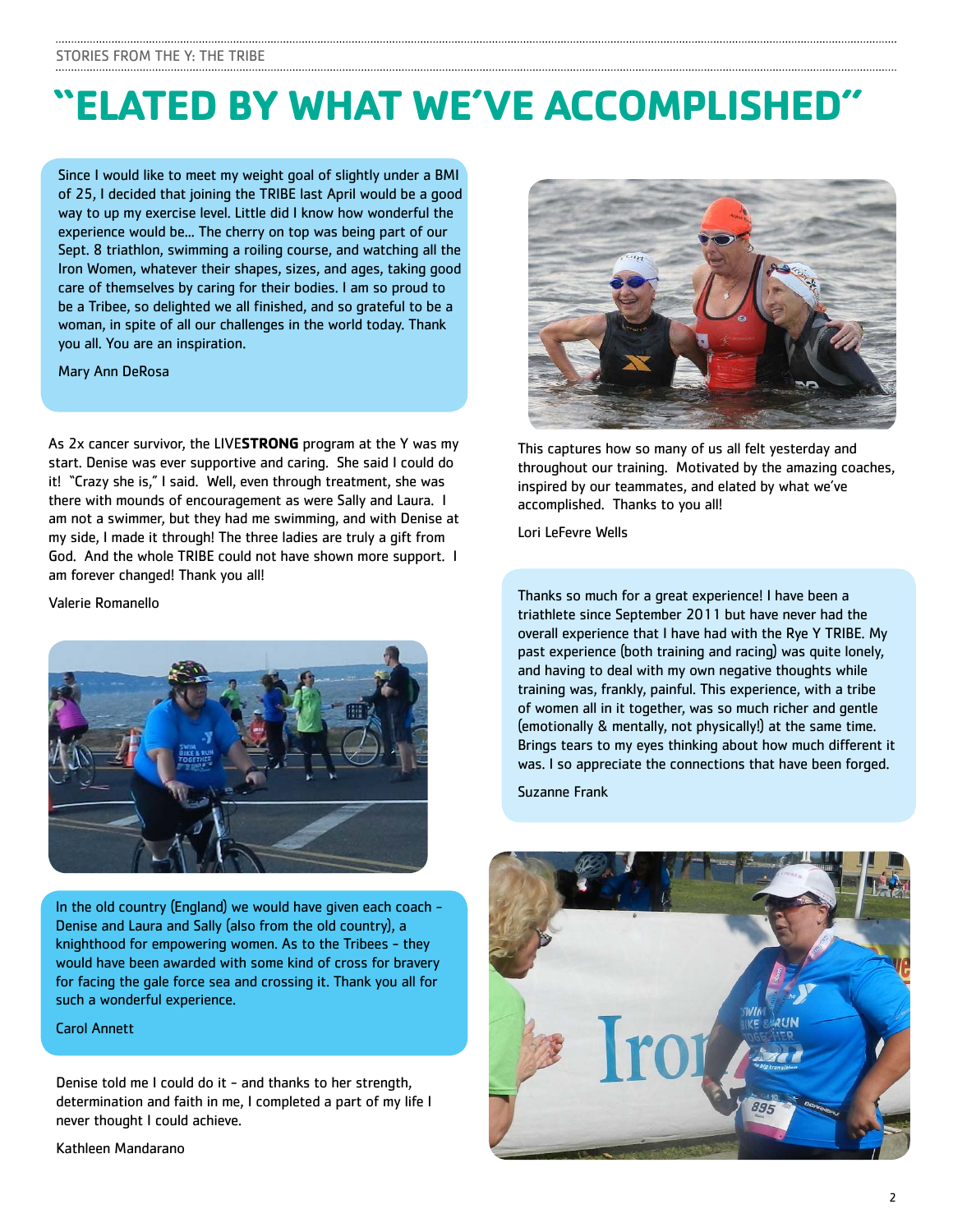# "ELATED BY WHAT WE'VE ACCOMPLISHED"

Since I would like to meet my weight goal of slightly under a BMI of 25, I decided that joining the TRIBE last April would be a good way to up my exercise level. Little did I know how wonderful the experience would be... The cherry on top was being part of our Sept. 8 triathlon, swimming a roiling course, and watching all the Iron Women, whatever their shapes, sizes, and ages, taking good care of themselves by caring for their bodies. I am so proud to be a Tribee, so delighted we all finished, and so grateful to be a woman, in spite of all our challenges in the world today. Thank you all. You are an inspiration.

Mary Ann DeRosa

As 2x cancer survivor, the LIVE**STRONG** program at the Y was my start. Denise was ever supportive and caring. She said I could do it! "Crazy she is," I said. Well, even through treatment, she was there with mounds of encouragement as were Sally and Laura. I am not a swimmer, but they had me swimming, and with Denise at my side, I made it through! The three ladies are truly a gift from God. And the whole TRIBE could not have shown more support. I am forever changed! Thank you all!

Valerie Romanello

In the old country (England) we would have given each coach - Denise and Laura and Sally (also from the old country), a knighthood for empowering women. As to the Tribees - they would have been awarded with some kind of cross for bravery for facing the gale force sea and crossing it. Thank you all for such a wonderful experience.

Carol Annett

Denise told me I could do it - and thanks to her strength, determination and faith in me, I completed a part of my life I never thought I could achieve.

Kathleen Mandarano

This captures how so many of us all felt yesterday and throughout our training. Motivated by the amazing coaches, inspired by our teammates, and elated by what we've accomplished. Thanks to you all!

Lori LeFevre Wells

Thanks so much for a great experience! I have been a triathlete since September 2011 but have never had the overall experience that I have had with the Rye Y TRIBE. My past experience (both training and racing) was quite lonely, and having to deal with my own negative thoughts while training was, frankly, painful. This experience, with a tribe of women all in it together, was so much richer and gentle (emotionally & mentally, not physically!) at the same time. Brings tears to my eyes thinking about how much different it was. I so appreciate the connections that have been forged.

Suzanne Frank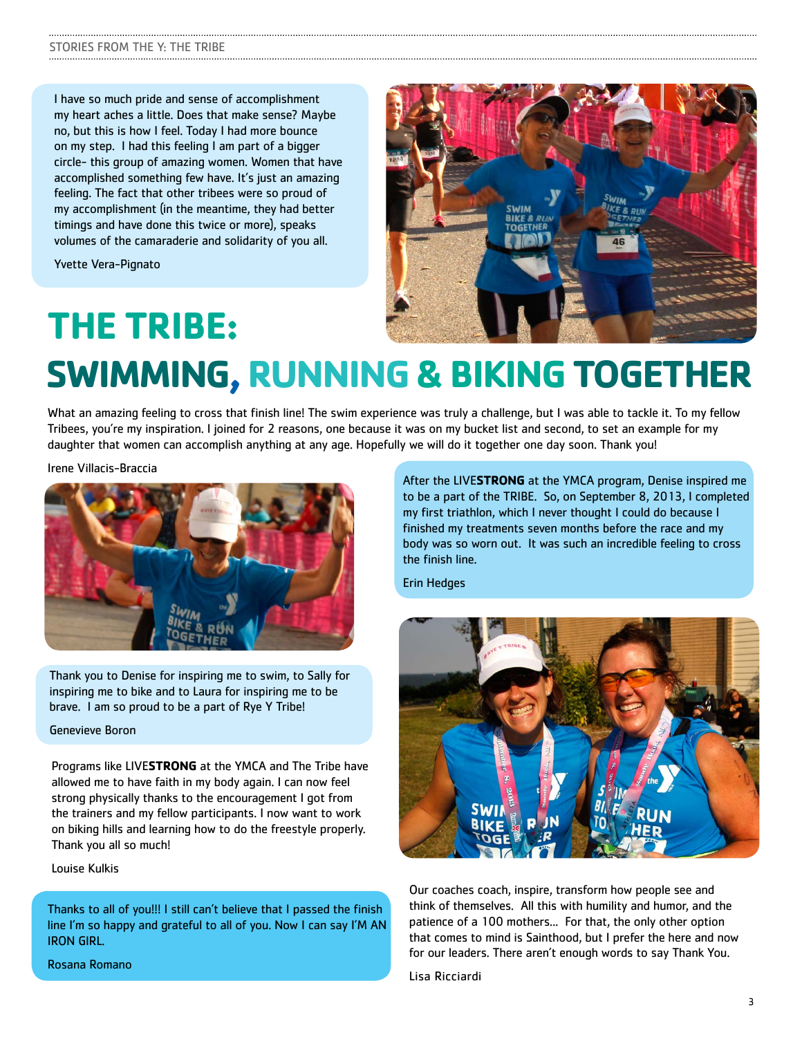I have so much pride and sense of accomplishment my heart aches a little. Does that make sense? Maybe no, but this is how I feel. Today I had more bounce on my step. I had this feeling I am part of a bigger circle- this group of amazing women. Women that have accomplished something few have. It's just an amazing feeling. The fact that other tribees were so proud of my accomplishment (in the meantime, they had better timings and have done this twice or more), speaks volumes of the camaraderie and solidarity of you all.

Yvette Vera-Pignato

# THE TRIBE: SWIMMING, RUNNING & BIKING TOGETHER

What an amazing feeling to cross that finish line! The swim experience was truly a challenge, but I was able to tackle it. To my fellow Tribees, you're my inspiration. I joined for 2 reasons, one because it was on my bucket list and second, to set an example for my daughter that women can accomplish anything at any age. Hopefully we will do it together one day soon. Thank you!

Irene Villacis-Braccia

After the LIVE**STRONG** at the YMCA program, Denise inspired me to be a part of the TRIBE. So, on September 8, 2013, I completed my first triathlon, which I never thought I could do because I finished my treatments seven months before the race and my body was so worn out. It was such an incredible feeling to cross the finish line.

Erin Hedges

Thank you to Denise for inspiring me to swim, to Sally for inspiring me to bike and to Laura for inspiring me to be brave. I am so proud to be a part of Rye Y Tribe!

Genevieve Boron

Programs like LIVE**STRONG** at the YMCA and The Tribe have allowed me to have faith in my body again. I can now feel strong physically thanks to the encouragement I got from the trainers and my fellow participants. I now want to work on biking hills and learning how to do the freestyle properly. Thank you all so much!

Louise Kulkis

Thanks to all of you!!! I still can't believe that I passed the finish line I'm so happy and grateful to all of you. Now I can say I'M AN IRON GIRL.

Rosana Romano

Our coaches coach, inspire, transform how people see and think of themselves. All this with humility and humor, and the patience of a 100 mothers... For that, the only other option that comes to mind is Sainthood, but I prefer the here and now for our leaders. There aren't enough words to say Thank You.

Lisa Ricciardi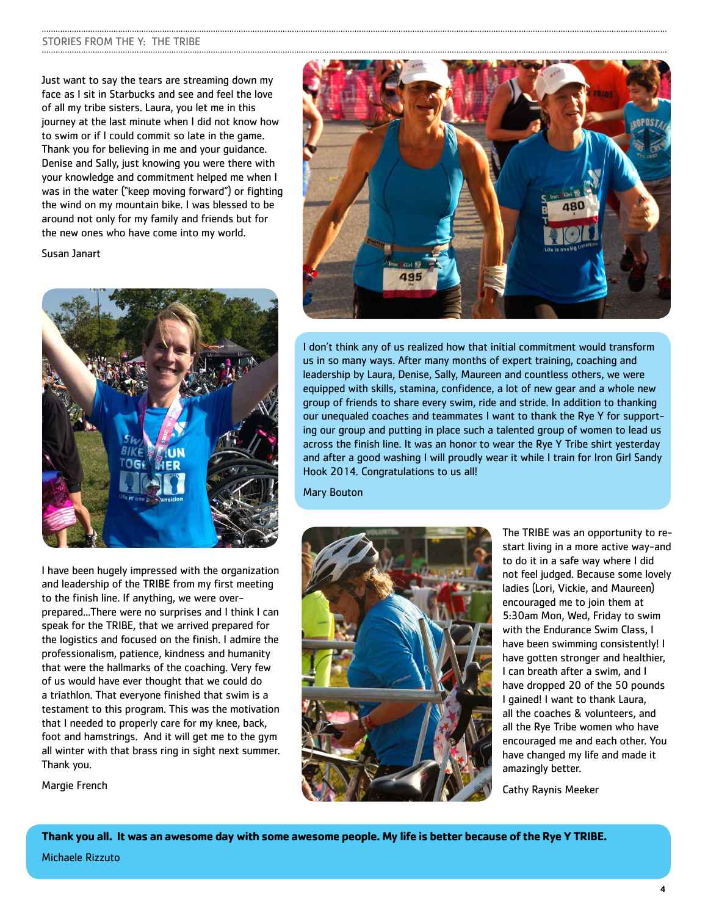Just want to say the tears are streaming down my face as I sit in Starbucks and see and feel the love of all my tribe sisters. Laura, you let me in this journey at the last minute when I did not know how to swim or if I could commit so late in the game. Thank you for believing in me and your guidance. Denise and Sally, just knowing you were there with your knowledge and commitment helped me when I was in the water ("keep moving forward") or fighting the wind on my mountain bike. I was blessed to be around not only for my family and friends but for the new ones who have come into my world.

Susan Janart

I don't think any of us realized how that initial commitment would transform us in so many ways. After many months of expert training, coaching and leadership by Laura, Denise, Sally, Maureen and countless others, we were equipped with skills, stamina, confidence, a lot of new gear and a whole new group of friends to share every swim, ride and stride. In addition to thanking our unequaled coaches and teammates I want to thank the Rye Y for supporting our group and putting in place such a talented group of women to lead us across the finish line. It was an honor to wear the Rye Y Tribe shirt yesterday and after a good washing I will proudly wear it while I train for Iron Girl Sandy Hook 2014. Congratulations to us all!

Mary Bouton

I have been hugely impressed with the organization and leadership of the TRIBE from my first meeting to the finish line. If anything, we were over-prepared...There were no surprises and I think I can speak for the TRIBE, that we arrived prepared for the logistics and focused on the finish. I admire the professionalism, patience, kindness and humanity that were the hallmarks of the coaching. Very few of us would have ever thought that we could do a triathlon. That everyone finished that swim is a testament to this program. This was the motivation that I needed to properly care for my knee, back, foot and hamstrings. And it will get me to the gym all winter with that brass ring in sight next summer. Thank you.

Margie French

The TRIBE was an opportunity to re-start living in a more active way-and to do it in a safe way where I did not feel judged. Because some lovely ladies (Lori, Vickie, and Maureen) encouraged me to join them at 5:30am Mon, Wed, Friday to swim with the Endurance Swim Class, I have been swimming consistently! I have gotten stronger and healthier, I can breath after a swim, and I have dropped 20 of the 50 pounds I gained! I want to thank Laura, all the coaches & volunteers, and all the Rye Tribe women who have encouraged me and each other. You have changed my life and made it amazingly better.

Cathy Raynis Meeker

**Thank you all. It was an awesome day with some awesome people. My life is better because of the Rye Y TRIBE.**

Michaele Rizzuto